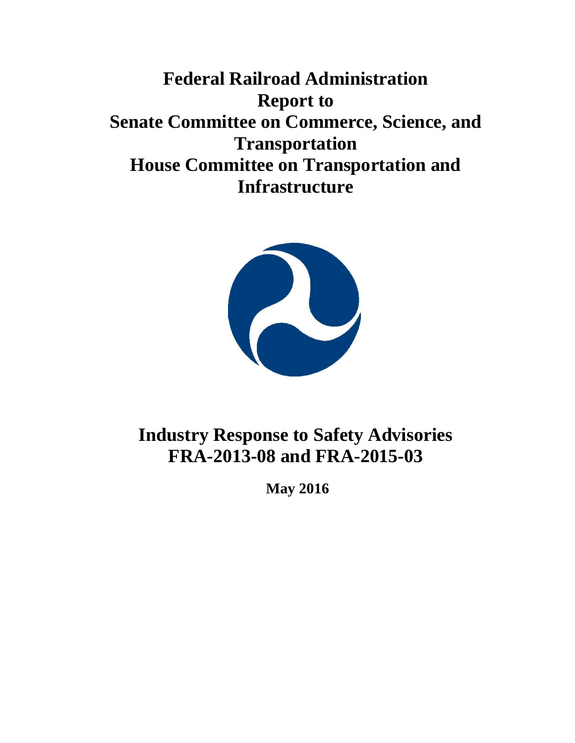# Federal Railroad Administration
# Report to
# Senate Committee on Commerce, Science, and Transportation
# House Committee on Transportation and Infrastructure

## Industry Response to Safety Advisories FRA-2013-08 and FRA-2015-03

**May 2016**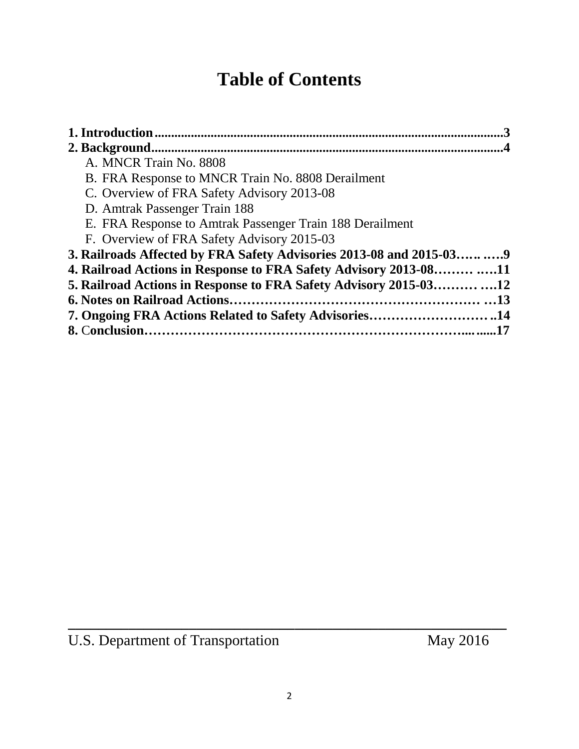# Table of Contents

**1. Introduction**........................................................................................................**3**
**2. Background**.........................................................................................................**4**
- A. MNCR Train No. 8808
- B. FRA Response to MNCR Train No. 8808 Derailment
- C. Overview of FRA Safety Advisory 2013-08
- D. Amtrak Passenger Train 188
- E. FRA Response to Amtrak Passenger Train 188 Derailment
- F. Overview of FRA Safety Advisory 2015-03

**3. Railroads Affected by FRA Safety Advisories 2013-08 and 2015-03…… .….9**
**4. Railroad Actions in Response to FRA Safety Advisory 2013-08……… .….11**
**5. Railroad Actions in Response to FRA Safety Advisory 2015-03……… ….12**
**6. Notes on Railroad Actions……………………………………………… …13**
**7. Ongoing FRA Actions Related to Safety Advisories……………………… ..14**
**8. Conclusion………………………………………………………………... .....17**

U.S. Department of Transportation May 2016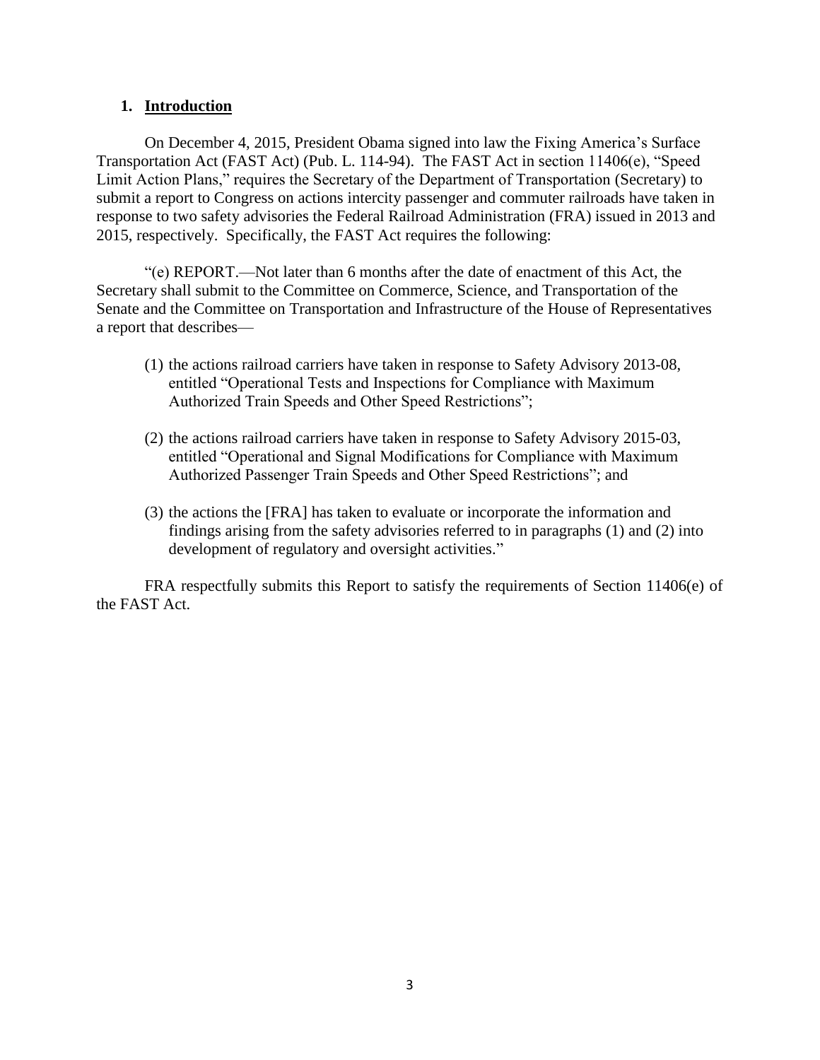## 1. Introduction

On December 4, 2015, President Obama signed into law the Fixing America's Surface Transportation Act (FAST Act) (Pub. L. 114-94). The FAST Act in section 11406(e), "Speed Limit Action Plans," requires the Secretary of the Department of Transportation (Secretary) to submit a report to Congress on actions intercity passenger and commuter railroads have taken in response to two safety advisories the Federal Railroad Administration (FRA) issued in 2013 and 2015, respectively. Specifically, the FAST Act requires the following:

"(e) REPORT.—Not later than 6 months after the date of enactment of this Act, the Secretary shall submit to the Committee on Commerce, Science, and Transportation of the Senate and the Committee on Transportation and Infrastructure of the House of Representatives a report that describes—

(1) the actions railroad carriers have taken in response to Safety Advisory 2013-08, entitled "Operational Tests and Inspections for Compliance with Maximum Authorized Train Speeds and Other Speed Restrictions";

(2) the actions railroad carriers have taken in response to Safety Advisory 2015-03, entitled "Operational and Signal Modifications for Compliance with Maximum Authorized Passenger Train Speeds and Other Speed Restrictions"; and

(3) the actions the [FRA] has taken to evaluate or incorporate the information and findings arising from the safety advisories referred to in paragraphs (1) and (2) into development of regulatory and oversight activities."

FRA respectfully submits this Report to satisfy the requirements of Section 11406(e) of the FAST Act.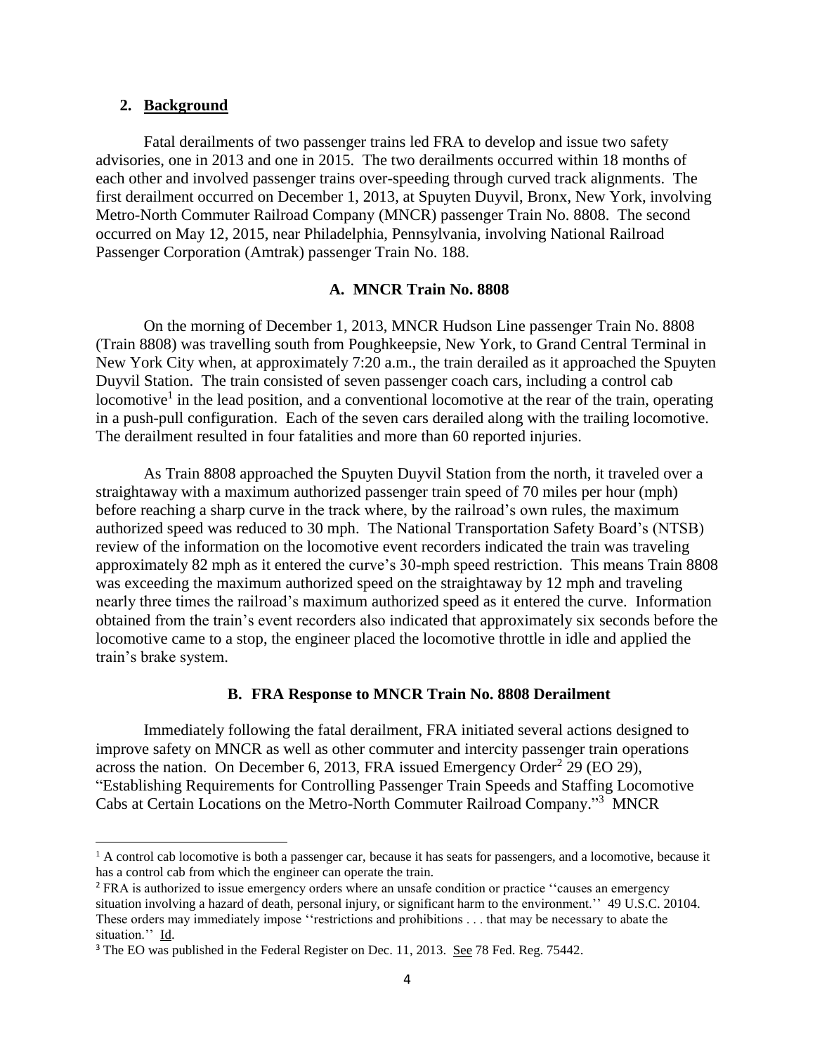## 2. Background

Fatal derailments of two passenger trains led FRA to develop and issue two safety advisories, one in 2013 and one in 2015. The two derailments occurred within 18 months of each other and involved passenger trains over-speeding through curved track alignments. The first derailment occurred on December 1, 2013, at Spuyten Duyvil, Bronx, New York, involving Metro-North Commuter Railroad Company (MNCR) passenger Train No. 8808. The second occurred on May 12, 2015, near Philadelphia, Pennsylvania, involving National Railroad Passenger Corporation (Amtrak) passenger Train No. 188.

### A. MNCR Train No. 8808

On the morning of December 1, 2013, MNCR Hudson Line passenger Train No. 8808 (Train 8808) was travelling south from Poughkeepsie, New York, to Grand Central Terminal in New York City when, at approximately 7:20 a.m., the train derailed as it approached the Spuyten Duyvil Station. The train consisted of seven passenger coach cars, including a control cab locomotive[1] in the lead position, and a conventional locomotive at the rear of the train, operating in a push-pull configuration. Each of the seven cars derailed along with the trailing locomotive. The derailment resulted in four fatalities and more than 60 reported injuries.

As Train 8808 approached the Spuyten Duyvil Station from the north, it traveled over a straightaway with a maximum authorized passenger train speed of 70 miles per hour (mph) before reaching a sharp curve in the track where, by the railroad's own rules, the maximum authorized speed was reduced to 30 mph. The National Transportation Safety Board's (NTSB) review of the information on the locomotive event recorders indicated the train was traveling approximately 82 mph as it entered the curve's 30-mph speed restriction. This means Train 8808 was exceeding the maximum authorized speed on the straightaway by 12 mph and traveling nearly three times the railroad's maximum authorized speed as it entered the curve. Information obtained from the train's event recorders also indicated that approximately six seconds before the locomotive came to a stop, the engineer placed the locomotive throttle in idle and applied the train's brake system.

### B. FRA Response to MNCR Train No. 8808 Derailment

Immediately following the fatal derailment, FRA initiated several actions designed to improve safety on MNCR as well as other commuter and intercity passenger train operations across the nation. On December 6, 2013, FRA issued Emergency Order[2] 29 (EO 29), "Establishing Requirements for Controlling Passenger Train Speeds and Staffing Locomotive Cabs at Certain Locations on the Metro-North Commuter Railroad Company."[3] MNCR

---

[1] A control cab locomotive is both a passenger car, because it has seats for passengers, and a locomotive, because it has a control cab from which the engineer can operate the train.

[2] FRA is authorized to issue emergency orders where an unsafe condition or practice ''causes an emergency situation involving a hazard of death, personal injury, or significant harm to the environment.'' 49 U.S.C. 20104. These orders may immediately impose ''restrictions and prohibitions . . . that may be necessary to abate the situation.'' Id.

[3] The EO was published in the Federal Register on Dec. 11, 2013. See 78 Fed. Reg. 75442.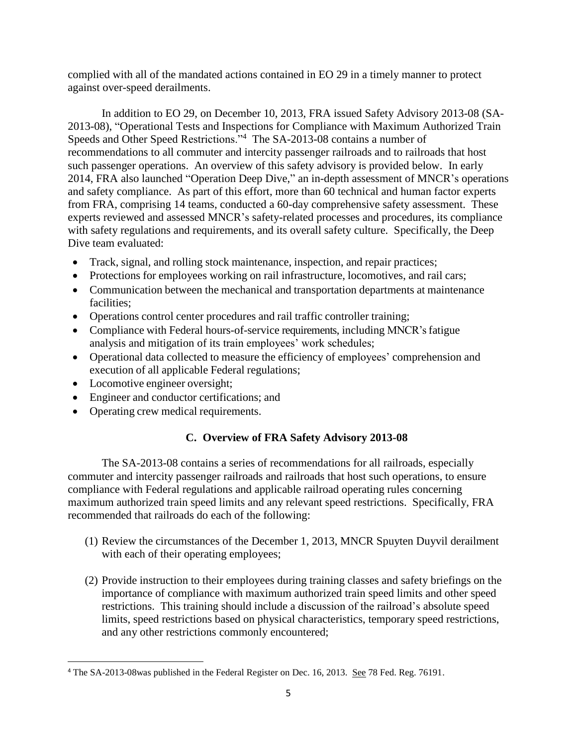complied with all of the mandated actions contained in EO 29 in a timely manner to protect against over-speed derailments.

In addition to EO 29, on December 10, 2013, FRA issued Safety Advisory 2013-08 (SA-2013-08), "Operational Tests and Inspections for Compliance with Maximum Authorized Train Speeds and Other Speed Restrictions."[4] The SA-2013-08 contains a number of recommendations to all commuter and intercity passenger railroads and to railroads that host such passenger operations. An overview of this safety advisory is provided below. In early 2014, FRA also launched "Operation Deep Dive," an in-depth assessment of MNCR's operations and safety compliance. As part of this effort, more than 60 technical and human factor experts from FRA, comprising 14 teams, conducted a 60-day comprehensive safety assessment. These experts reviewed and assessed MNCR's safety-related processes and procedures, its compliance with safety regulations and requirements, and its overall safety culture. Specifically, the Deep Dive team evaluated:

- Track, signal, and rolling stock maintenance, inspection, and repair practices;
- Protections for employees working on rail infrastructure, locomotives, and rail cars;
- Communication between the mechanical and transportation departments at maintenance facilities;
- Operations control center procedures and rail traffic controller training;
- Compliance with Federal hours-of-service requirements, including MNCR's fatigue analysis and mitigation of its train employees' work schedules;
- Operational data collected to measure the efficiency of employees' comprehension and execution of all applicable Federal regulations;
- Locomotive engineer oversight;
- Engineer and conductor certifications; and
- Operating crew medical requirements.

## C. Overview of FRA Safety Advisory 2013-08

The SA-2013-08 contains a series of recommendations for all railroads, especially commuter and intercity passenger railroads and railroads that host such operations, to ensure compliance with Federal regulations and applicable railroad operating rules concerning maximum authorized train speed limits and any relevant speed restrictions. Specifically, FRA recommended that railroads do each of the following:

(1) Review the circumstances of the December 1, 2013, MNCR Spuyten Duyvil derailment with each of their operating employees;

(2) Provide instruction to their employees during training classes and safety briefings on the importance of compliance with maximum authorized train speed limits and other speed restrictions. This training should include a discussion of the railroad's absolute speed limits, speed restrictions based on physical characteristics, temporary speed restrictions, and any other restrictions commonly encountered;

---

[4] The SA-2013-08was published in the Federal Register on Dec. 16, 2013. See 78 Fed. Reg. 76191.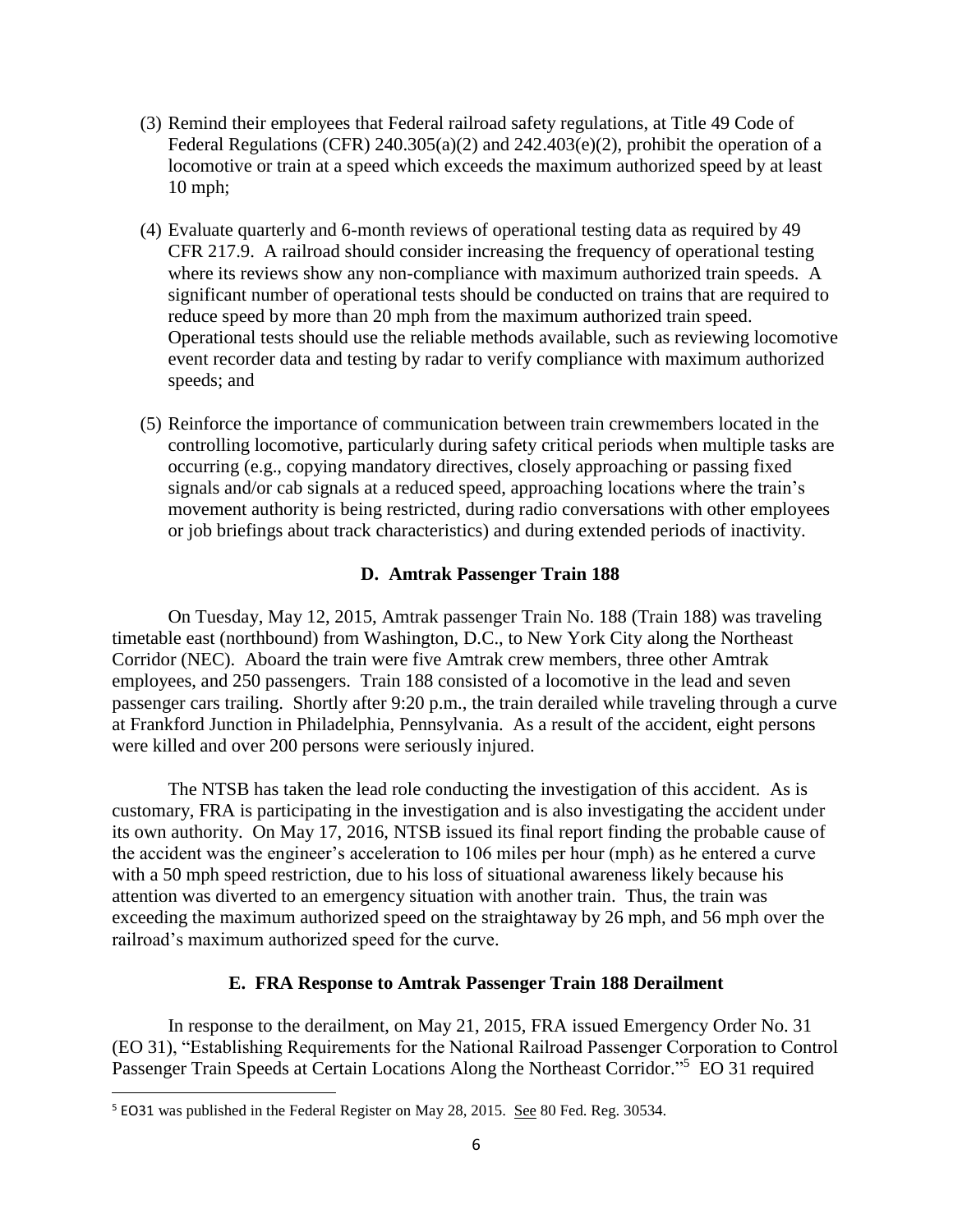(3) Remind their employees that Federal railroad safety regulations, at Title 49 Code of Federal Regulations (CFR) 240.305(a)(2) and 242.403(e)(2), prohibit the operation of a locomotive or train at a speed which exceeds the maximum authorized speed by at least 10 mph;

(4) Evaluate quarterly and 6-month reviews of operational testing data as required by 49 CFR 217.9. A railroad should consider increasing the frequency of operational testing where its reviews show any non-compliance with maximum authorized train speeds. A significant number of operational tests should be conducted on trains that are required to reduce speed by more than 20 mph from the maximum authorized train speed. Operational tests should use the reliable methods available, such as reviewing locomotive event recorder data and testing by radar to verify compliance with maximum authorized speeds; and

(5) Reinforce the importance of communication between train crewmembers located in the controlling locomotive, particularly during safety critical periods when multiple tasks are occurring (e.g., copying mandatory directives, closely approaching or passing fixed signals and/or cab signals at a reduced speed, approaching locations where the train's movement authority is being restricted, during radio conversations with other employees or job briefings about track characteristics) and during extended periods of inactivity.

### D. Amtrak Passenger Train 188

On Tuesday, May 12, 2015, Amtrak passenger Train No. 188 (Train 188) was traveling timetable east (northbound) from Washington, D.C., to New York City along the Northeast Corridor (NEC). Aboard the train were five Amtrak crew members, three other Amtrak employees, and 250 passengers. Train 188 consisted of a locomotive in the lead and seven passenger cars trailing. Shortly after 9:20 p.m., the train derailed while traveling through a curve at Frankford Junction in Philadelphia, Pennsylvania. As a result of the accident, eight persons were killed and over 200 persons were seriously injured.

The NTSB has taken the lead role conducting the investigation of this accident. As is customary, FRA is participating in the investigation and is also investigating the accident under its own authority. On May 17, 2016, NTSB issued its final report finding the probable cause of the accident was the engineer's acceleration to 106 miles per hour (mph) as he entered a curve with a 50 mph speed restriction, due to his loss of situational awareness likely because his attention was diverted to an emergency situation with another train. Thus, the train was exceeding the maximum authorized speed on the straightaway by 26 mph, and 56 mph over the railroad's maximum authorized speed for the curve.

### E. FRA Response to Amtrak Passenger Train 188 Derailment

In response to the derailment, on May 21, 2015, FRA issued Emergency Order No. 31 (EO 31), "Establishing Requirements for the National Railroad Passenger Corporation to Control Passenger Train Speeds at Certain Locations Along the Northeast Corridor."[5] EO 31 required

[5] EO31 was published in the Federal Register on May 28, 2015. See 80 Fed. Reg. 30534.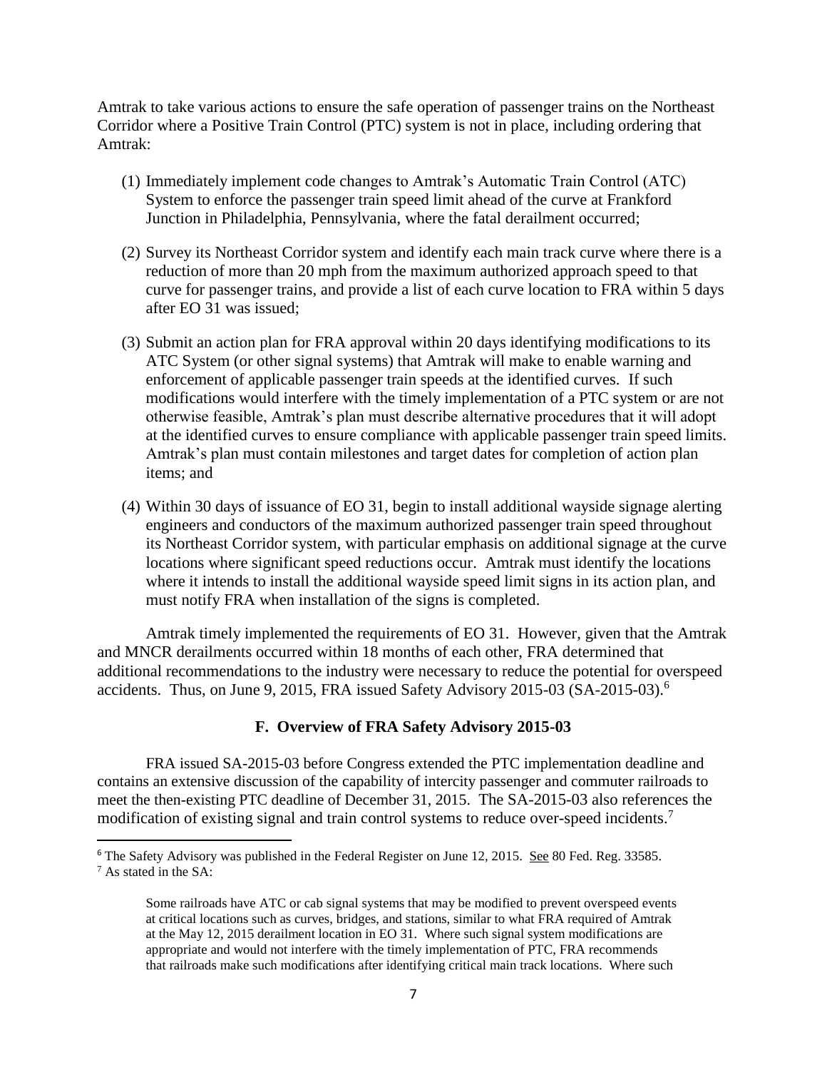Amtrak to take various actions to ensure the safe operation of passenger trains on the Northeast Corridor where a Positive Train Control (PTC) system is not in place, including ordering that Amtrak:

(1) Immediately implement code changes to Amtrak's Automatic Train Control (ATC) System to enforce the passenger train speed limit ahead of the curve at Frankford Junction in Philadelphia, Pennsylvania, where the fatal derailment occurred;

(2) Survey its Northeast Corridor system and identify each main track curve where there is a reduction of more than 20 mph from the maximum authorized approach speed to that curve for passenger trains, and provide a list of each curve location to FRA within 5 days after EO 31 was issued;

(3) Submit an action plan for FRA approval within 20 days identifying modifications to its ATC System (or other signal systems) that Amtrak will make to enable warning and enforcement of applicable passenger train speeds at the identified curves. If such modifications would interfere with the timely implementation of a PTC system or are not otherwise feasible, Amtrak's plan must describe alternative procedures that it will adopt at the identified curves to ensure compliance with applicable passenger train speed limits. Amtrak's plan must contain milestones and target dates for completion of action plan items; and

(4) Within 30 days of issuance of EO 31, begin to install additional wayside signage alerting engineers and conductors of the maximum authorized passenger train speed throughout its Northeast Corridor system, with particular emphasis on additional signage at the curve locations where significant speed reductions occur. Amtrak must identify the locations where it intends to install the additional wayside speed limit signs in its action plan, and must notify FRA when installation of the signs is completed.

Amtrak timely implemented the requirements of EO 31. However, given that the Amtrak and MNCR derailments occurred within 18 months of each other, FRA determined that additional recommendations to the industry were necessary to reduce the potential for overspeed accidents. Thus, on June 9, 2015, FRA issued Safety Advisory 2015-03 (SA-2015-03).[6]

### F. Overview of FRA Safety Advisory 2015-03

FRA issued SA-2015-03 before Congress extended the PTC implementation deadline and contains an extensive discussion of the capability of intercity passenger and commuter railroads to meet the then-existing PTC deadline of December 31, 2015. The SA-2015-03 also references the modification of existing signal and train control systems to reduce over-speed incidents.[7]

---

[6] The Safety Advisory was published in the Federal Register on June 12, 2015. See 80 Fed. Reg. 33585.

[7] As stated in the SA:

> Some railroads have ATC or cab signal systems that may be modified to prevent overspeed events at critical locations such as curves, bridges, and stations, similar to what FRA required of Amtrak at the May 12, 2015 derailment location in EO 31. Where such signal system modifications are appropriate and would not interfere with the timely implementation of PTC, FRA recommends that railroads make such modifications after identifying critical main track locations. Where such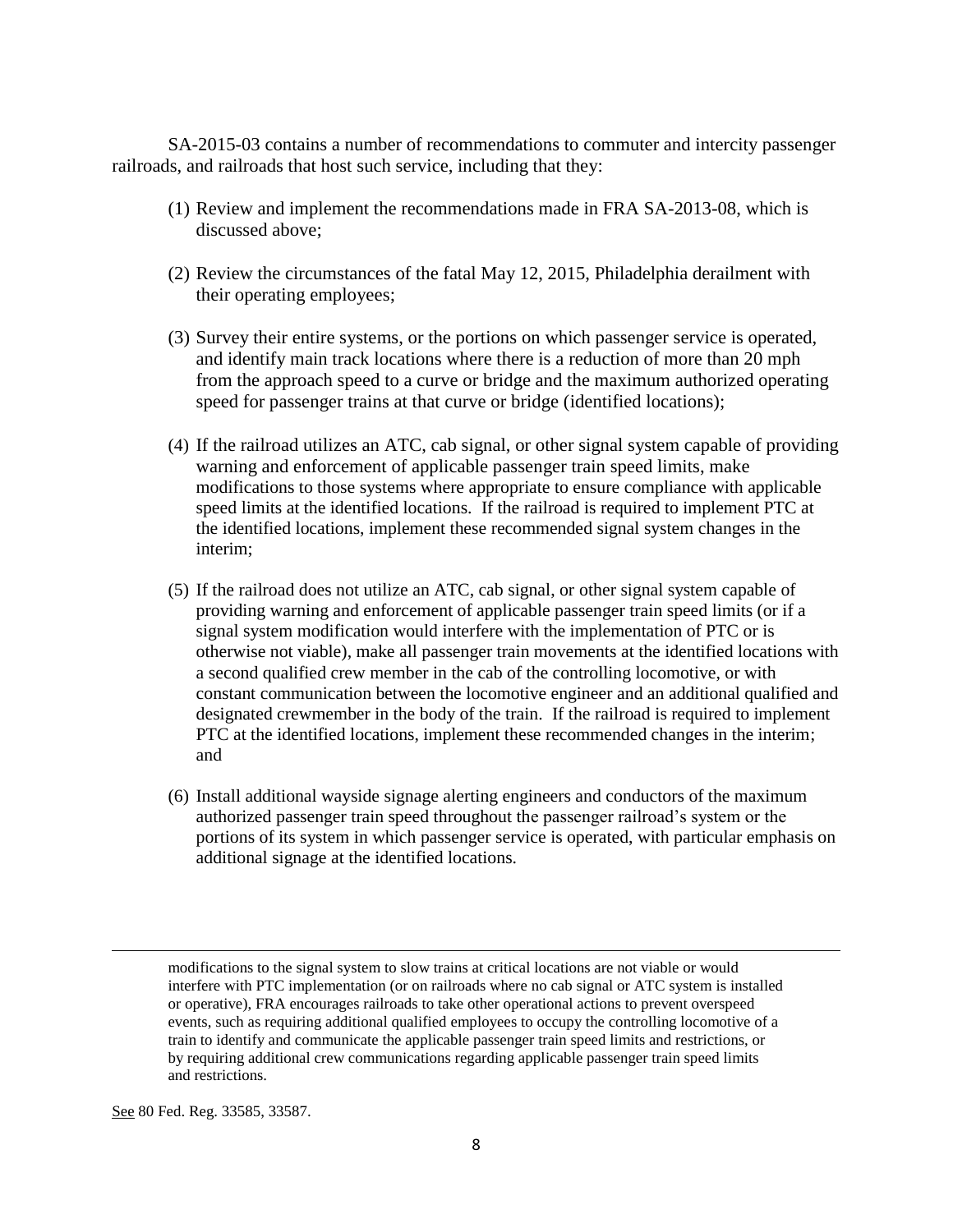SA-2015-03 contains a number of recommendations to commuter and intercity passenger railroads, and railroads that host such service, including that they:

(1) Review and implement the recommendations made in FRA SA-2013-08, which is discussed above;

(2) Review the circumstances of the fatal May 12, 2015, Philadelphia derailment with their operating employees;

(3) Survey their entire systems, or the portions on which passenger service is operated, and identify main track locations where there is a reduction of more than 20 mph from the approach speed to a curve or bridge and the maximum authorized operating speed for passenger trains at that curve or bridge (identified locations);

(4) If the railroad utilizes an ATC, cab signal, or other signal system capable of providing warning and enforcement of applicable passenger train speed limits, make modifications to those systems where appropriate to ensure compliance with applicable speed limits at the identified locations. If the railroad is required to implement PTC at the identified locations, implement these recommended signal system changes in the interim;

(5) If the railroad does not utilize an ATC, cab signal, or other signal system capable of providing warning and enforcement of applicable passenger train speed limits (or if a signal system modification would interfere with the implementation of PTC or is otherwise not viable), make all passenger train movements at the identified locations with a second qualified crew member in the cab of the controlling locomotive, or with constant communication between the locomotive engineer and an additional qualified and designated crewmember in the body of the train. If the railroad is required to implement PTC at the identified locations, implement these recommended changes in the interim; and

(6) Install additional wayside signage alerting engineers and conductors of the maximum authorized passenger train speed throughout the passenger railroad's system or the portions of its system in which passenger service is operated, with particular emphasis on additional signage at the identified locations.

---

modifications to the signal system to slow trains at critical locations are not viable or would interfere with PTC implementation (or on railroads where no cab signal or ATC system is installed or operative), FRA encourages railroads to take other operational actions to prevent overspeed events, such as requiring additional qualified employees to occupy the controlling locomotive of a train to identify and communicate the applicable passenger train speed limits and restrictions, or by requiring additional crew communications regarding applicable passenger train speed limits and restrictions.

See 80 Fed. Reg. 33585, 33587.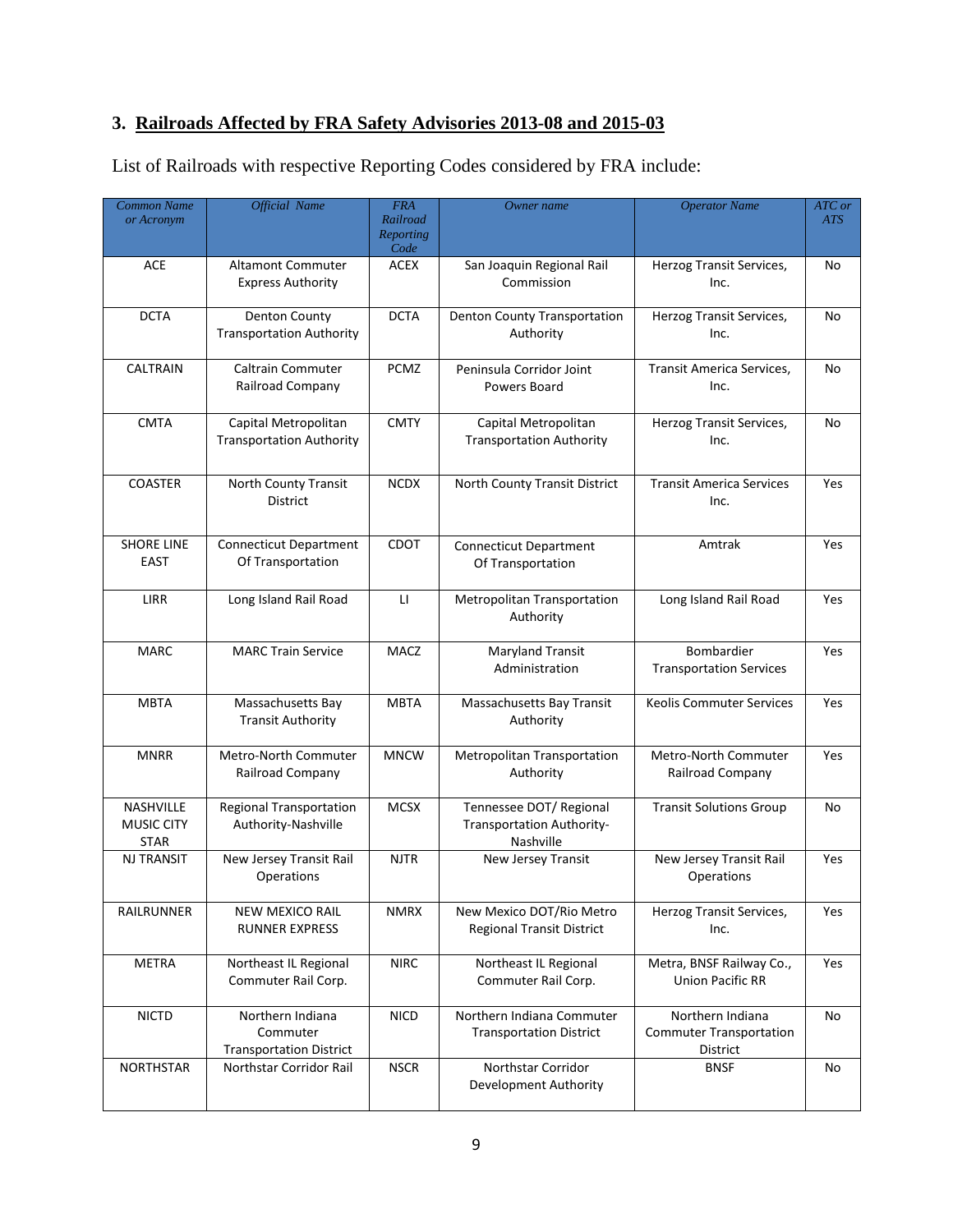## 3. Railroads Affected by FRA Safety Advisories 2013-08 and 2015-03

List of Railroads with respective Reporting Codes considered by FRA include:

| *Common Name or Acronym* | *Official Name* | *FRA Railroad Reporting Code* | *Owner name* | *Operator Name* | *ATC or ATS* |
|---|---|---|---|---|---|
| ACE | Altamont Commuter Express Authority | ACEX | San Joaquin Regional Rail Commission | Herzog Transit Services, Inc. | No |
| DCTA | Denton County Transportation Authority | DCTA | Denton County Transportation Authority | Herzog Transit Services, Inc. | No |
| CALTRAIN | Caltrain Commuter Railroad Company | PCMZ | Peninsula Corridor Joint Powers Board | Transit America Services, Inc. | No |
| CMTA | Capital Metropolitan Transportation Authority | CMTY | Capital Metropolitan Transportation Authority | Herzog Transit Services, Inc. | No |
| COASTER | North County Transit District | NCDX | North County Transit District | Transit America Services Inc. | Yes |
| SHORE LINE EAST | Connecticut Department Of Transportation | CDOT | Connecticut Department Of Transportation | Amtrak | Yes |
| LIRR | Long Island Rail Road | LI | Metropolitan Transportation Authority | Long Island Rail Road | Yes |
| MARC | MARC Train Service | MACZ | Maryland Transit Administration | Bombardier Transportation Services | Yes |
| MBTA | Massachusetts Bay Transit Authority | MBTA | Massachusetts Bay Transit Authority | Keolis Commuter Services | Yes |
| MNRR | Metro-North Commuter Railroad Company | MNCW | Metropolitan Transportation Authority | Metro-North Commuter Railroad Company | Yes |
| NASHVILLE MUSIC CITY STAR | Regional Transportation Authority-Nashville | MCSX | Tennessee DOT/ Regional Transportation Authority-Nashville | Transit Solutions Group | No |
| NJ TRANSIT | New Jersey Transit Rail Operations | NJTR | New Jersey Transit | New Jersey Transit Rail Operations | Yes |
| RAILRUNNER | NEW MEXICO RAIL RUNNER EXPRESS | NMRX | New Mexico DOT/Rio Metro Regional Transit District | Herzog Transit Services, Inc. | Yes |
| METRA | Northeast IL Regional Commuter Rail Corp. | NIRC | Northeast IL Regional Commuter Rail Corp. | Metra, BNSF Railway Co., Union Pacific RR | Yes |
| NICTD | Northern Indiana Commuter Transportation District | NICD | Northern Indiana Commuter Transportation District | Northern Indiana Commuter Transportation District | No |
| NORTHSTAR | Northstar Corridor Rail | NSCR | Northstar Corridor Development Authority | BNSF | No |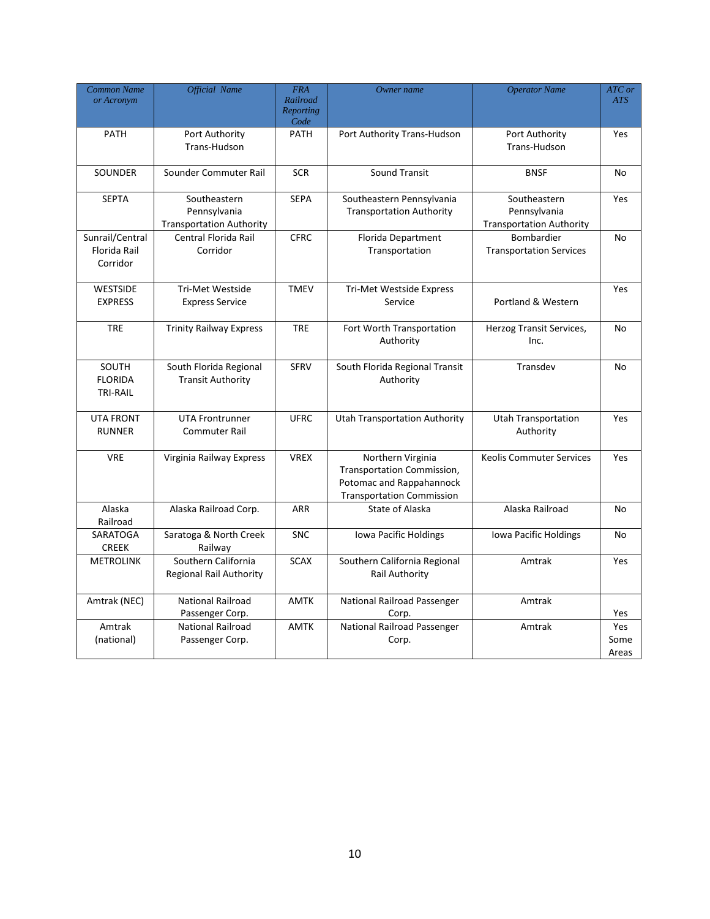| Common Name or Acronym | Official Name | FRA Railroad Reporting Code | Owner name | Operator Name | ATC or ATS |
|---|---|---|---|---|---|
| PATH | Port Authority Trans-Hudson | PATH | Port Authority Trans-Hudson | Port Authority Trans-Hudson | Yes |
| SOUNDER | Sounder Commuter Rail | SCR | Sound Transit | BNSF | No |
| SEPTA | Southeastern Pennsylvania Transportation Authority | SEPA | Southeastern Pennsylvania Transportation Authority | Southeastern Pennsylvania Transportation Authority | Yes |
| Sunrail/Central Florida Rail Corridor | Central Florida Rail Corridor | CFRC | Florida Department Transportation | Bombardier Transportation Services | No |
| WESTSIDE EXPRESS | Tri-Met Westside Express Service | TMEV | Tri-Met Westside Express Service | Portland & Western | Yes |
| TRE | Trinity Railway Express | TRE | Fort Worth Transportation Authority | Herzog Transit Services, Inc. | No |
| SOUTH FLORIDA TRI-RAIL | South Florida Regional Transit Authority | SFRV | South Florida Regional Transit Authority | Transdev | No |
| UTA FRONT RUNNER | UTA Frontrunner Commuter Rail | UFRC | Utah Transportation Authority | Utah Transportation Authority | Yes |
| VRE | Virginia Railway Express | VREX | Northern Virginia Transportation Commission, Potomac and Rappahannock Transportation Commission | Keolis Commuter Services | Yes |
| Alaska Railroad | Alaska Railroad Corp. | ARR | State of Alaska | Alaska Railroad | No |
| SARATOGA CREEK | Saratoga & North Creek Railway | SNC | Iowa Pacific Holdings | Iowa Pacific Holdings | No |
| METROLINK | Southern California Regional Rail Authority | SCAX | Southern California Regional Rail Authority | Amtrak | Yes |
| Amtrak (NEC) | National Railroad Passenger Corp. | AMTK | National Railroad Passenger Corp. | Amtrak | Yes |
| Amtrak (national) | National Railroad Passenger Corp. | AMTK | National Railroad Passenger Corp. | Amtrak | Yes Some Areas |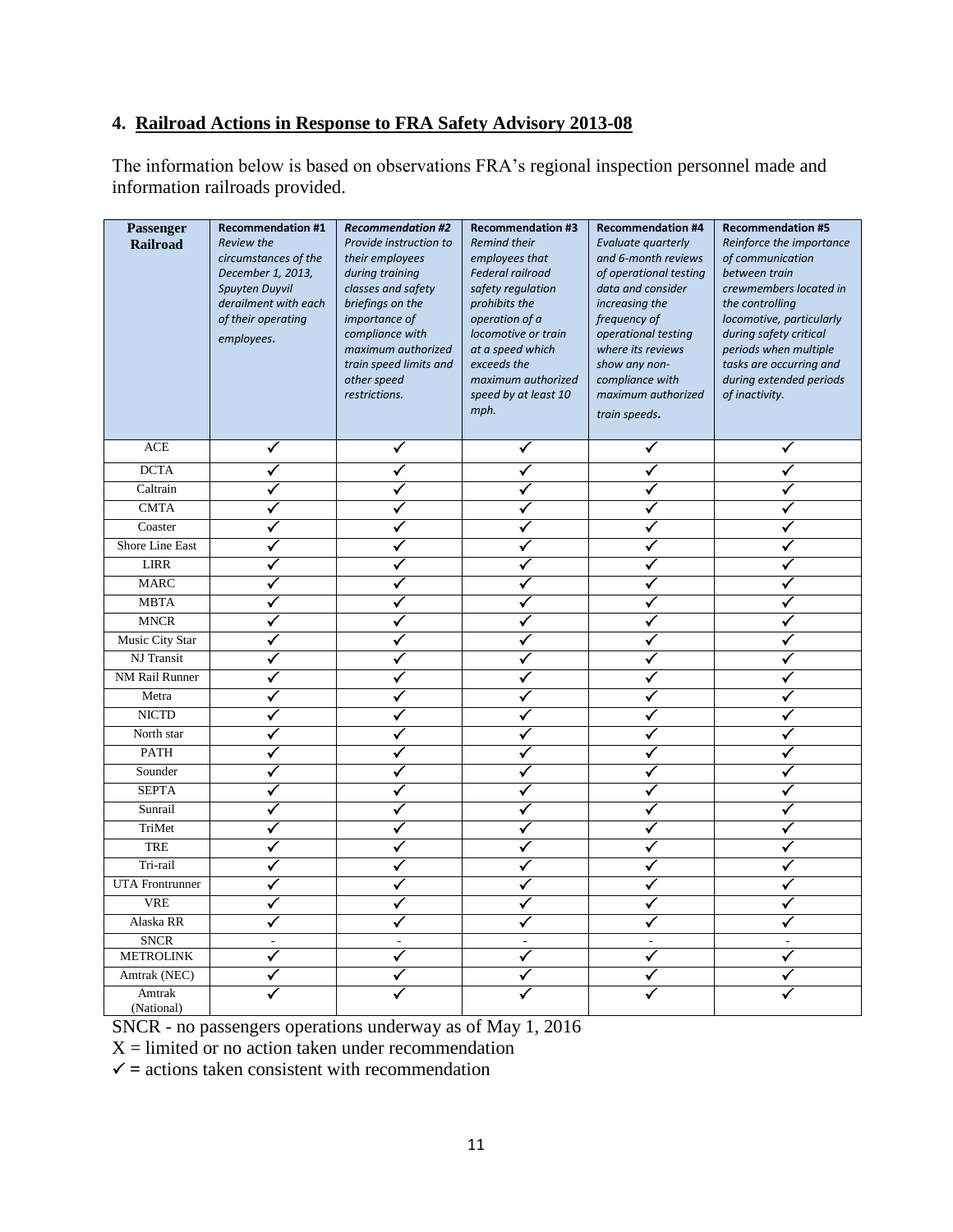## 4. Railroad Actions in Response to FRA Safety Advisory 2013-08

The information below is based on observations FRA's regional inspection personnel made and information railroads provided.

| Passenger Railroad | Recommendation #1 *Review the circumstances of the December 1, 2013, Spuyten Duyvil derailment with each of their operating employees.* | ***Recommendation #2*** *Provide instruction to their employees during training classes and safety briefings on the importance of compliance with maximum authorized train speed limits and other speed restrictions.* | Recommendation #3 *Remind their employees that Federal railroad safety regulation prohibits the operation of a locomotive or train at a speed which exceeds the maximum authorized speed by at least 10 mph.* | Recommendation #4 *Evaluate quarterly and 6-month reviews of operational testing data and consider increasing the frequency of operational testing where its reviews show any non-compliance with maximum authorized train speeds.* | Recommendation #5 *Reinforce the importance of communication between train crewmembers located in the controlling locomotive, particularly during safety critical periods when multiple tasks are occurring and during extended periods of inactivity.* |
|---|---|---|---|---|---|
| ACE | ✓ | ✓ | ✓ | ✓ | ✓ |
| DCTA | ✓ | ✓ | ✓ | ✓ | ✓ |
| Caltrain | ✓ | ✓ | ✓ | ✓ | ✓ |
| CMTA | ✓ | ✓ | ✓ | ✓ | ✓ |
| Coaster | ✓ | ✓ | ✓ | ✓ | ✓ |
| Shore Line East | ✓ | ✓ | ✓ | ✓ | ✓ |
| LIRR | ✓ | ✓ | ✓ | ✓ | ✓ |
| MARC | ✓ | ✓ | ✓ | ✓ | ✓ |
| MBTA | ✓ | ✓ | ✓ | ✓ | ✓ |
| MNCR | ✓ | ✓ | ✓ | ✓ | ✓ |
| Music City Star | ✓ | ✓ | ✓ | ✓ | ✓ |
| NJ Transit | ✓ | ✓ | ✓ | ✓ | ✓ |
| NM Rail Runner | ✓ | ✓ | ✓ | ✓ | ✓ |
| Metra | ✓ | ✓ | ✓ | ✓ | ✓ |
| NICTD | ✓ | ✓ | ✓ | ✓ | ✓ |
| North star | ✓ | ✓ | ✓ | ✓ | ✓ |
| PATH | ✓ | ✓ | ✓ | ✓ | ✓ |
| Sounder | ✓ | ✓ | ✓ | ✓ | ✓ |
| SEPTA | ✓ | ✓ | ✓ | ✓ | ✓ |
| Sunrail | ✓ | ✓ | ✓ | ✓ | ✓ |
| TriMet | ✓ | ✓ | ✓ | ✓ | ✓ |
| TRE | ✓ | ✓ | ✓ | ✓ | ✓ |
| Tri-rail | ✓ | ✓ | ✓ | ✓ | ✓ |
| UTA Frontrunner | ✓ | ✓ | ✓ | ✓ | ✓ |
| VRE | ✓ | ✓ | ✓ | ✓ | ✓ |
| Alaska RR | ✓ | ✓ | ✓ | ✓ | ✓ |
| SNCR | - | - | - | - | - |
| METROLINK | ✓ | ✓ | ✓ | ✓ | ✓ |
| Amtrak (NEC) | ✓ | ✓ | ✓ | ✓ | ✓ |
| Amtrak (National) | ✓ | ✓ | ✓ | ✓ | ✓ |

SNCR - no passengers operations underway as of May 1, 2016

X = limited or no action taken under recommendation

✓ = actions taken consistent with recommendation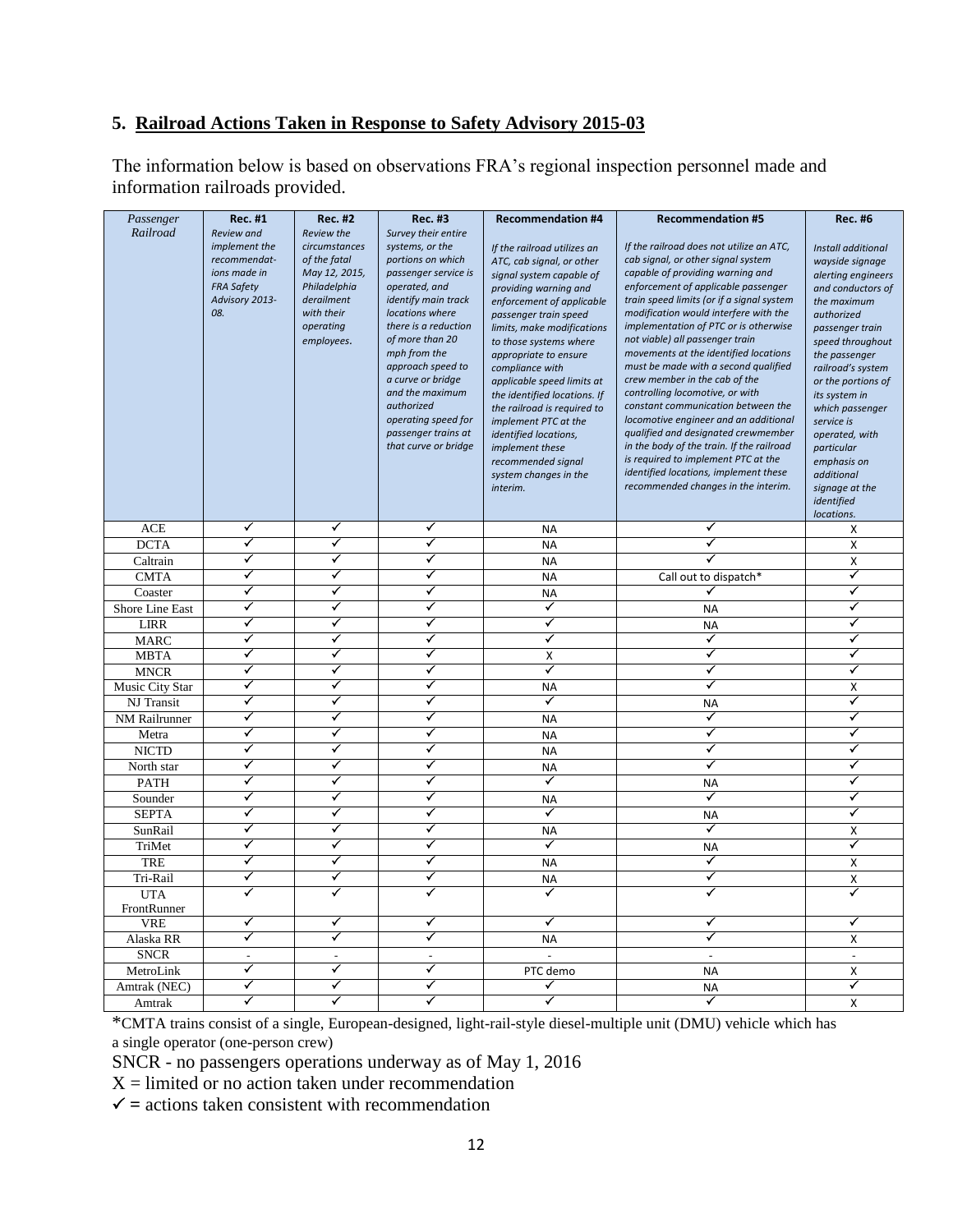## 5. **Railroad Actions Taken in Response to Safety Advisory 2015-03**

The information below is based on observations FRA's regional inspection personnel made and information railroads provided.

| *Passenger Railroad* | **Rec. #1** *Review and implement the recommendat-ions made in FRA Safety Advisory 2013-08.* | **Rec. #2** *Review the circumstances of the fatal May 12, 2015, Philadelphia derailment with their operating employees.* | **Rec. #3** *Survey their entire systems, or the portions on which passenger service is operated, and identify main track locations where there is a reduction of more than 20 mph from the approach speed to a curve or bridge and the maximum authorized operating speed for passenger trains at that curve or bridge* | **Recommendation #4** *If the railroad utilizes an ATC, cab signal, or other signal system capable of providing warning and enforcement of applicable passenger train speed limits, make modifications to those systems where appropriate to ensure compliance with applicable speed limits at the identified locations. If the railroad is required to implement PTC at the identified locations, implement these recommended signal system changes in the interim.* | **Recommendation #5** *If the railroad does not utilize an ATC, cab signal, or other signal system capable of providing warning and enforcement of applicable passenger train speed limits (or if a signal system modification would interfere with the implementation of PTC or is otherwise not viable) all passenger train movements at the identified locations must be made with a second qualified crew member in the cab of the controlling locomotive, or with constant communication between the locomotive engineer and an additional qualified and designated crewmember in the body of the train. If the railroad is required to implement PTC at the identified locations, implement these recommended changes in the interim.* | **Rec. #6** *Install additional wayside signage alerting engineers and conductors of the maximum authorized passenger train speed throughout the passenger railroad's system or the portions of its system in which passenger service is operated, with particular emphasis on additional signage at the identified locations.* |
|---|---|---|---|---|---|---|
| ACE | ✓ | ✓ | ✓ | NA | ✓ | X |
| DCTA | ✓ | ✓ | ✓ | NA | ✓ | X |
| Caltrain | ✓ | ✓ | ✓ | NA | ✓ | X |
| CMTA | ✓ | ✓ | ✓ | NA | Call out to dispatch* | ✓ |
| Coaster | ✓ | ✓ | ✓ | NA | ✓ | ✓ |
| Shore Line East | ✓ | ✓ | ✓ | ✓ | NA | ✓ |
| LIRR | ✓ | ✓ | ✓ | ✓ | NA | ✓ |
| MARC | ✓ | ✓ | ✓ | ✓ | ✓ | ✓ |
| MBTA | ✓ | ✓ | ✓ | X | ✓ | ✓ |
| MNCR | ✓ | ✓ | ✓ | ✓ | ✓ | ✓ |
| Music City Star | ✓ | ✓ | ✓ | NA | ✓ | X |
| NJ Transit | ✓ | ✓ | ✓ | ✓ | NA | ✓ |
| NM Railrunner | ✓ | ✓ | ✓ | NA | ✓ | ✓ |
| Metra | ✓ | ✓ | ✓ | NA | ✓ | ✓ |
| NICTD | ✓ | ✓ | ✓ | NA | ✓ | ✓ |
| North star | ✓ | ✓ | ✓ | NA | ✓ | ✓ |
| PATH | ✓ | ✓ | ✓ | ✓ | NA | ✓ |
| Sounder | ✓ | ✓ | ✓ | NA | ✓ | ✓ |
| SEPTA | ✓ | ✓ | ✓ | ✓ | NA | ✓ |
| SunRail | ✓ | ✓ | ✓ | NA | ✓ | X |
| TriMet | ✓ | ✓ | ✓ | ✓ | NA | ✓ |
| TRE | ✓ | ✓ | ✓ | NA | ✓ | X |
| Tri-Rail | ✓ | ✓ | ✓ | NA | ✓ | X |
| UTA FrontRunner | ✓ | ✓ | ✓ | ✓ | ✓ | ✓ |
| VRE | ✓ | ✓ | ✓ | ✓ | ✓ | ✓ |
| Alaska RR | ✓ | ✓ | ✓ | NA | ✓ | X |
| SNCR | - | - | - | - | - | - |
| MetroLink | ✓ | ✓ | ✓ | PTC demo | NA | X |
| Amtrak (NEC) | ✓ | ✓ | ✓ | ✓ | NA | ✓ |
| Amtrak | ✓ | ✓ | ✓ | ✓ | ✓ | X |

*CMTA trains consist of a single, European-designed, light-rail-style diesel-multiple unit (DMU) vehicle which has a single operator (one-person crew)

SNCR - no passengers operations underway as of May 1, 2016

X = limited or no action taken under recommendation

✓ = actions taken consistent with recommendation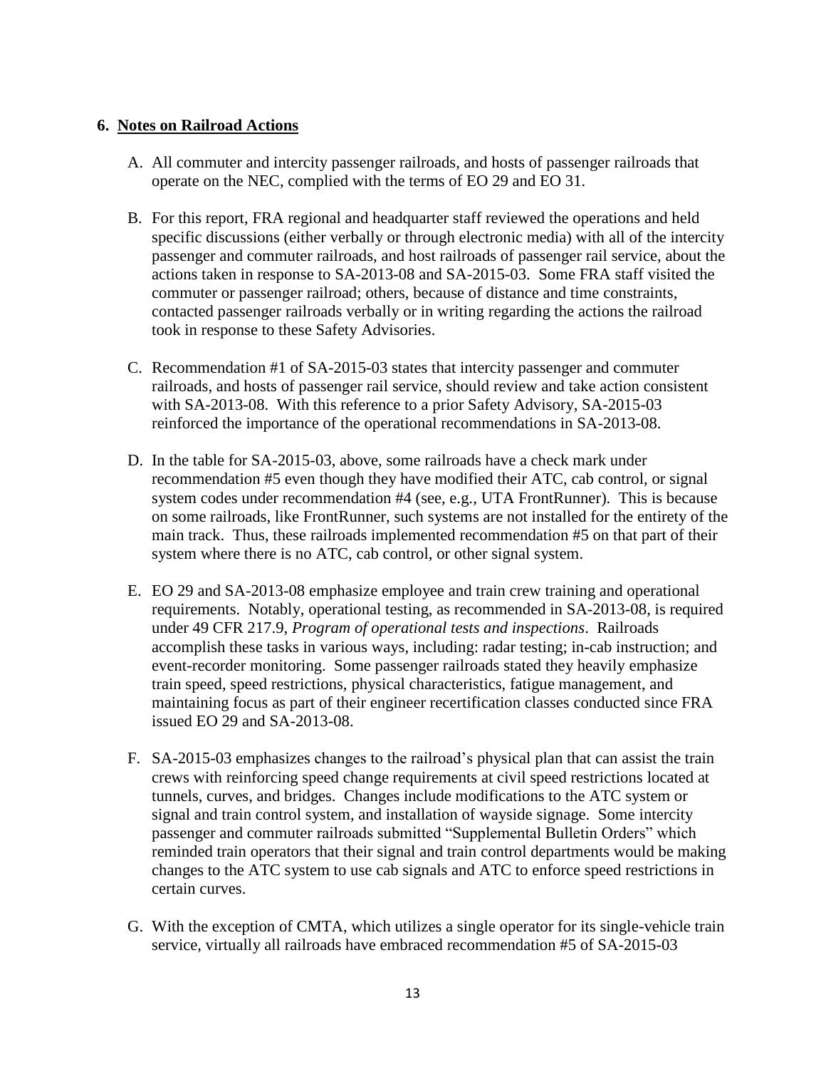## 6. Notes on Railroad Actions

A. All commuter and intercity passenger railroads, and hosts of passenger railroads that operate on the NEC, complied with the terms of EO 29 and EO 31.

B. For this report, FRA regional and headquarter staff reviewed the operations and held specific discussions (either verbally or through electronic media) with all of the intercity passenger and commuter railroads, and host railroads of passenger rail service, about the actions taken in response to SA-2013-08 and SA-2015-03. Some FRA staff visited the commuter or passenger railroad; others, because of distance and time constraints, contacted passenger railroads verbally or in writing regarding the actions the railroad took in response to these Safety Advisories.

C. Recommendation #1 of SA-2015-03 states that intercity passenger and commuter railroads, and hosts of passenger rail service, should review and take action consistent with SA-2013-08. With this reference to a prior Safety Advisory, SA-2015-03 reinforced the importance of the operational recommendations in SA-2013-08.

D. In the table for SA-2015-03, above, some railroads have a check mark under recommendation #5 even though they have modified their ATC, cab control, or signal system codes under recommendation #4 (see, e.g., UTA FrontRunner). This is because on some railroads, like FrontRunner, such systems are not installed for the entirety of the main track. Thus, these railroads implemented recommendation #5 on that part of their system where there is no ATC, cab control, or other signal system.

E. EO 29 and SA-2013-08 emphasize employee and train crew training and operational requirements. Notably, operational testing, as recommended in SA-2013-08, is required under 49 CFR 217.9, *Program of operational tests and inspections*. Railroads accomplish these tasks in various ways, including: radar testing; in-cab instruction; and event-recorder monitoring. Some passenger railroads stated they heavily emphasize train speed, speed restrictions, physical characteristics, fatigue management, and maintaining focus as part of their engineer recertification classes conducted since FRA issued EO 29 and SA-2013-08.

F. SA-2015-03 emphasizes changes to the railroad's physical plan that can assist the train crews with reinforcing speed change requirements at civil speed restrictions located at tunnels, curves, and bridges. Changes include modifications to the ATC system or signal and train control system, and installation of wayside signage. Some intercity passenger and commuter railroads submitted "Supplemental Bulletin Orders" which reminded train operators that their signal and train control departments would be making changes to the ATC system to use cab signals and ATC to enforce speed restrictions in certain curves.

G. With the exception of CMTA, which utilizes a single operator for its single-vehicle train service, virtually all railroads have embraced recommendation #5 of SA-2015-03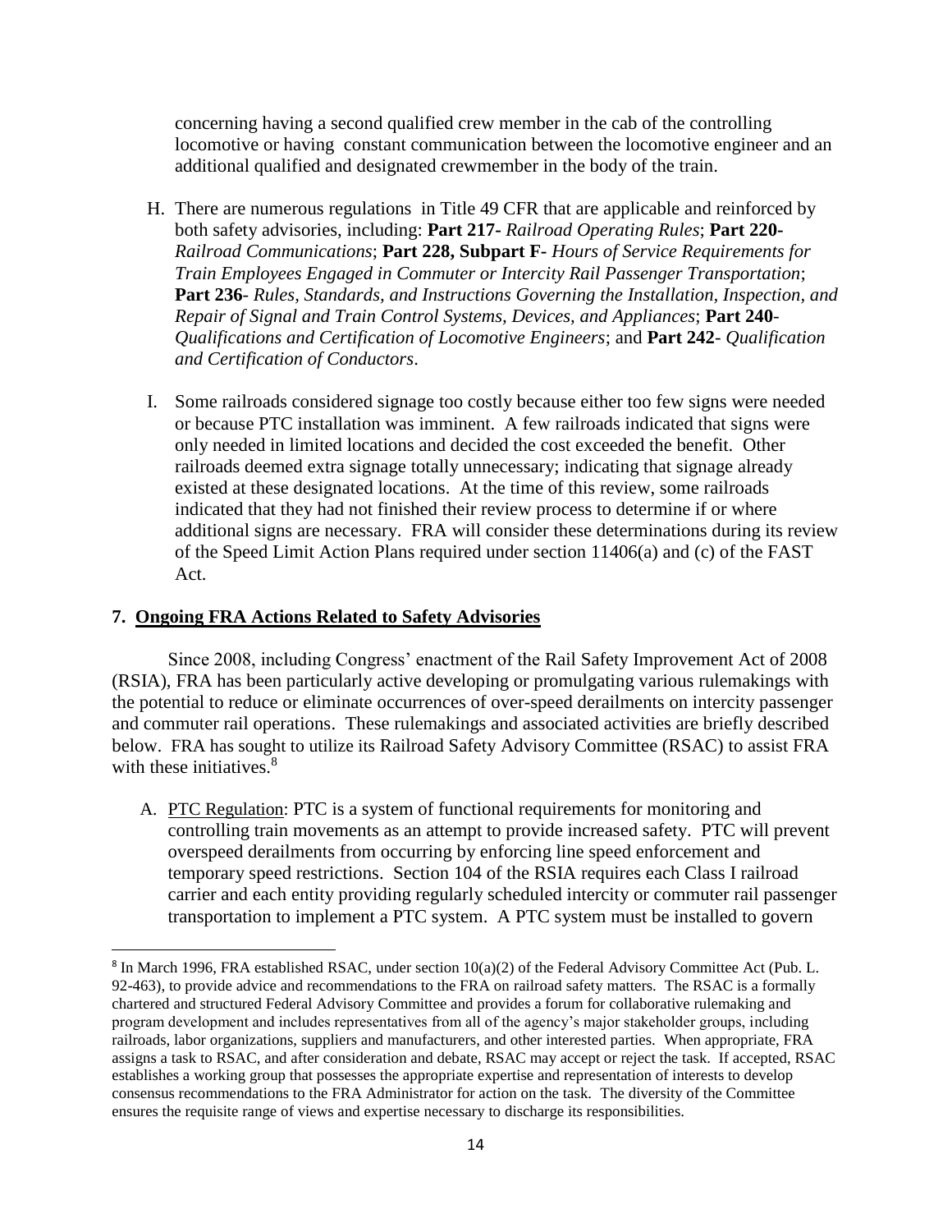concerning having a second qualified crew member in the cab of the controlling locomotive or having constant communication between the locomotive engineer and an additional qualified and designated crewmember in the body of the train.

H. There are numerous regulations in Title 49 CFR that are applicable and reinforced by both safety advisories, including: **Part 217-** *Railroad Operating Rules*; **Part 220-** *Railroad Communications*; **Part 228, Subpart F-** *Hours of Service Requirements for Train Employees Engaged in Commuter or Intercity Rail Passenger Transportation*; **Part 236-** *Rules, Standards, and Instructions Governing the Installation, Inspection, and Repair of Signal and Train Control Systems, Devices, and Appliances*; **Part 240-** *Qualifications and Certification of Locomotive Engineers*; and **Part 242-** *Qualification and Certification of Conductors*.

I. Some railroads considered signage too costly because either too few signs were needed or because PTC installation was imminent. A few railroads indicated that signs were only needed in limited locations and decided the cost exceeded the benefit. Other railroads deemed extra signage totally unnecessary; indicating that signage already existed at these designated locations. At the time of this review, some railroads indicated that they had not finished their review process to determine if or where additional signs are necessary. FRA will consider these determinations during its review of the Speed Limit Action Plans required under section 11406(a) and (c) of the FAST Act.

## 7. Ongoing FRA Actions Related to Safety Advisories

Since 2008, including Congress' enactment of the Rail Safety Improvement Act of 2008 (RSIA), FRA has been particularly active developing or promulgating various rulemakings with the potential to reduce or eliminate occurrences of over-speed derailments on intercity passenger and commuter rail operations. These rulemakings and associated activities are briefly described below. FRA has sought to utilize its Railroad Safety Advisory Committee (RSAC) to assist FRA with these initiatives.[8]

A. PTC Regulation: PTC is a system of functional requirements for monitoring and controlling train movements as an attempt to provide increased safety. PTC will prevent overspeed derailments from occurring by enforcing line speed enforcement and temporary speed restrictions. Section 104 of the RSIA requires each Class I railroad carrier and each entity providing regularly scheduled intercity or commuter rail passenger transportation to implement a PTC system. A PTC system must be installed to govern

[8] In March 1996, FRA established RSAC, under section 10(a)(2) of the Federal Advisory Committee Act (Pub. L. 92-463), to provide advice and recommendations to the FRA on railroad safety matters. The RSAC is a formally chartered and structured Federal Advisory Committee and provides a forum for collaborative rulemaking and program development and includes representatives from all of the agency's major stakeholder groups, including railroads, labor organizations, suppliers and manufacturers, and other interested parties. When appropriate, FRA assigns a task to RSAC, and after consideration and debate, RSAC may accept or reject the task. If accepted, RSAC establishes a working group that possesses the appropriate expertise and representation of interests to develop consensus recommendations to the FRA Administrator for action on the task. The diversity of the Committee ensures the requisite range of views and expertise necessary to discharge its responsibilities.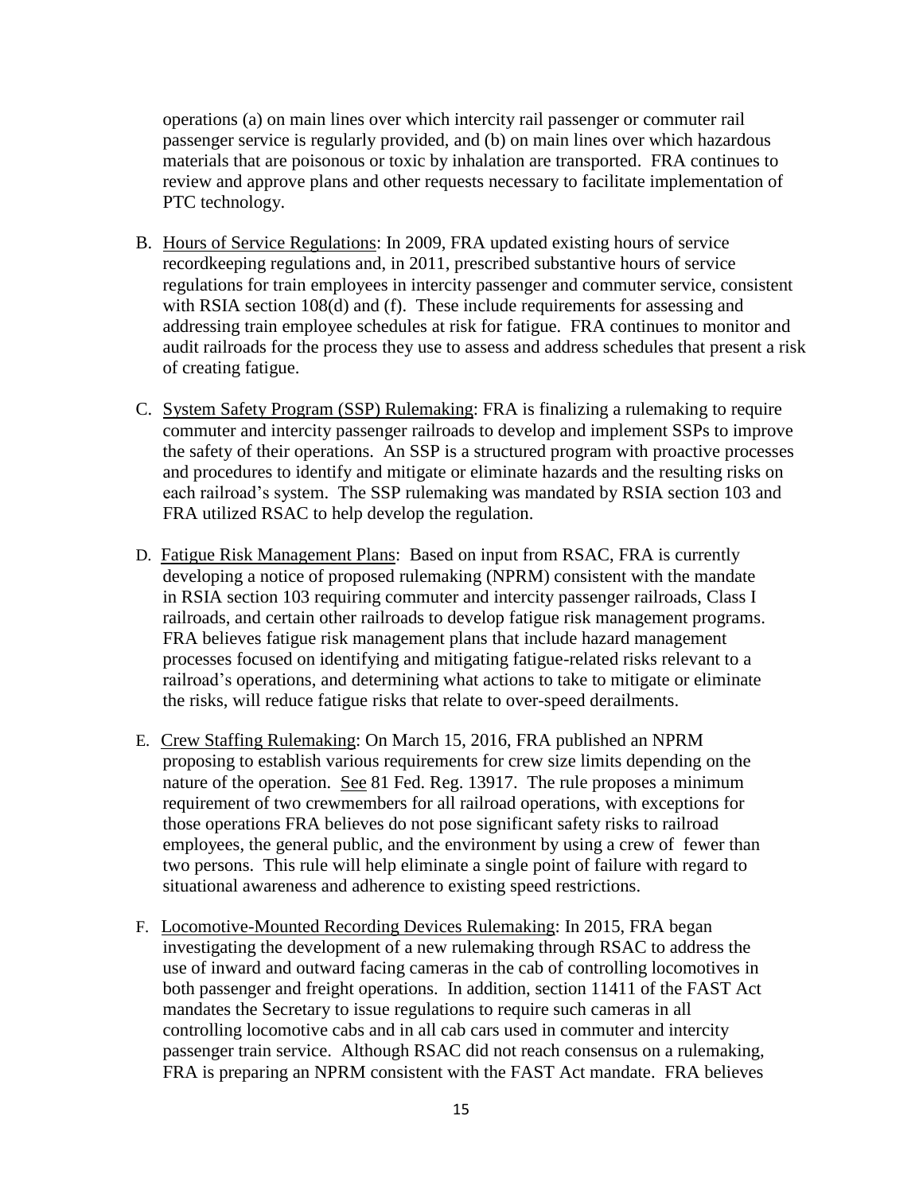operations (a) on main lines over which intercity rail passenger or commuter rail passenger service is regularly provided, and (b) on main lines over which hazardous materials that are poisonous or toxic by inhalation are transported. FRA continues to review and approve plans and other requests necessary to facilitate implementation of PTC technology.

B. Hours of Service Regulations: In 2009, FRA updated existing hours of service recordkeeping regulations and, in 2011, prescribed substantive hours of service regulations for train employees in intercity passenger and commuter service, consistent with RSIA section 108(d) and (f). These include requirements for assessing and addressing train employee schedules at risk for fatigue. FRA continues to monitor and audit railroads for the process they use to assess and address schedules that present a risk of creating fatigue.

C. System Safety Program (SSP) Rulemaking: FRA is finalizing a rulemaking to require commuter and intercity passenger railroads to develop and implement SSPs to improve the safety of their operations. An SSP is a structured program with proactive processes and procedures to identify and mitigate or eliminate hazards and the resulting risks on each railroad's system. The SSP rulemaking was mandated by RSIA section 103 and FRA utilized RSAC to help develop the regulation.

D. Fatigue Risk Management Plans: Based on input from RSAC, FRA is currently developing a notice of proposed rulemaking (NPRM) consistent with the mandate in RSIA section 103 requiring commuter and intercity passenger railroads, Class I railroads, and certain other railroads to develop fatigue risk management programs. FRA believes fatigue risk management plans that include hazard management processes focused on identifying and mitigating fatigue-related risks relevant to a railroad's operations, and determining what actions to take to mitigate or eliminate the risks, will reduce fatigue risks that relate to over-speed derailments.

E. Crew Staffing Rulemaking: On March 15, 2016, FRA published an NPRM proposing to establish various requirements for crew size limits depending on the nature of the operation. See 81 Fed. Reg. 13917. The rule proposes a minimum requirement of two crewmembers for all railroad operations, with exceptions for those operations FRA believes do not pose significant safety risks to railroad employees, the general public, and the environment by using a crew of fewer than two persons. This rule will help eliminate a single point of failure with regard to situational awareness and adherence to existing speed restrictions.

F. Locomotive-Mounted Recording Devices Rulemaking: In 2015, FRA began investigating the development of a new rulemaking through RSAC to address the use of inward and outward facing cameras in the cab of controlling locomotives in both passenger and freight operations. In addition, section 11411 of the FAST Act mandates the Secretary to issue regulations to require such cameras in all controlling locomotive cabs and in all cab cars used in commuter and intercity passenger train service. Although RSAC did not reach consensus on a rulemaking, FRA is preparing an NPRM consistent with the FAST Act mandate. FRA believes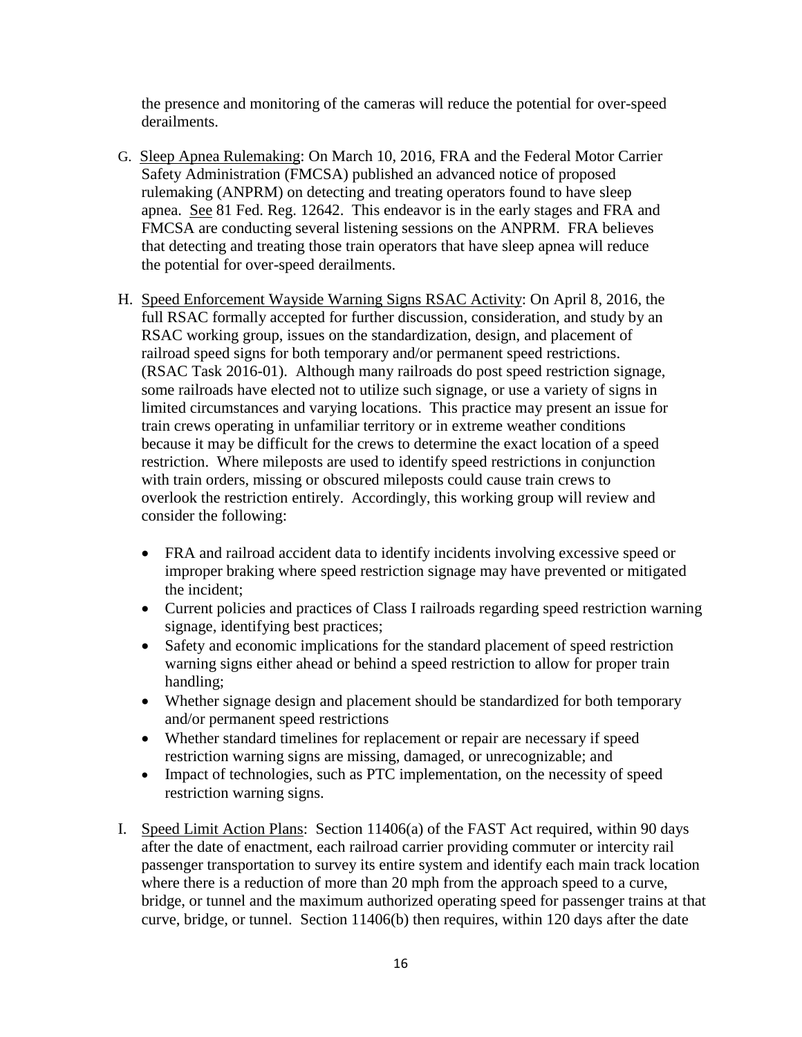the presence and monitoring of the cameras will reduce the potential for over-speed derailments.

G. Sleep Apnea Rulemaking: On March 10, 2016, FRA and the Federal Motor Carrier Safety Administration (FMCSA) published an advanced notice of proposed rulemaking (ANPRM) on detecting and treating operators found to have sleep apnea. See 81 Fed. Reg. 12642. This endeavor is in the early stages and FRA and FMCSA are conducting several listening sessions on the ANPRM. FRA believes that detecting and treating those train operators that have sleep apnea will reduce the potential for over-speed derailments.

H. Speed Enforcement Wayside Warning Signs RSAC Activity: On April 8, 2016, the full RSAC formally accepted for further discussion, consideration, and study by an RSAC working group, issues on the standardization, design, and placement of railroad speed signs for both temporary and/or permanent speed restrictions. (RSAC Task 2016-01). Although many railroads do post speed restriction signage, some railroads have elected not to utilize such signage, or use a variety of signs in limited circumstances and varying locations. This practice may present an issue for train crews operating in unfamiliar territory or in extreme weather conditions because it may be difficult for the crews to determine the exact location of a speed restriction. Where mileposts are used to identify speed restrictions in conjunction with train orders, missing or obscured mileposts could cause train crews to overlook the restriction entirely. Accordingly, this working group will review and consider the following:

- FRA and railroad accident data to identify incidents involving excessive speed or improper braking where speed restriction signage may have prevented or mitigated the incident;
- Current policies and practices of Class I railroads regarding speed restriction warning signage, identifying best practices;
- Safety and economic implications for the standard placement of speed restriction warning signs either ahead or behind a speed restriction to allow for proper train handling;
- Whether signage design and placement should be standardized for both temporary and/or permanent speed restrictions
- Whether standard timelines for replacement or repair are necessary if speed restriction warning signs are missing, damaged, or unrecognizable; and
- Impact of technologies, such as PTC implementation, on the necessity of speed restriction warning signs.

I. Speed Limit Action Plans: Section 11406(a) of the FAST Act required, within 90 days after the date of enactment, each railroad carrier providing commuter or intercity rail passenger transportation to survey its entire system and identify each main track location where there is a reduction of more than 20 mph from the approach speed to a curve, bridge, or tunnel and the maximum authorized operating speed for passenger trains at that curve, bridge, or tunnel. Section 11406(b) then requires, within 120 days after the date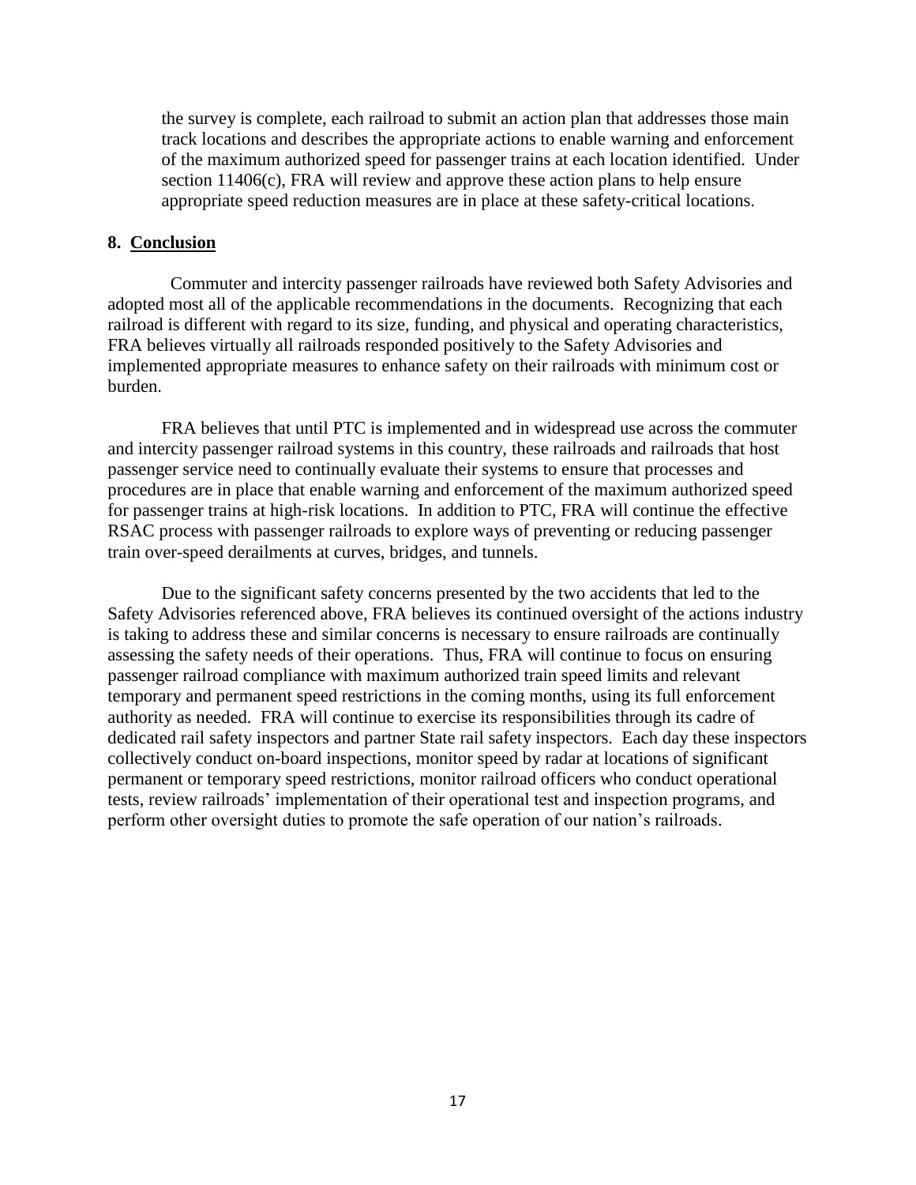the survey is complete, each railroad to submit an action plan that addresses those main track locations and describes the appropriate actions to enable warning and enforcement of the maximum authorized speed for passenger trains at each location identified. Under section 11406(c), FRA will review and approve these action plans to help ensure appropriate speed reduction measures are in place at these safety-critical locations.

## 8. Conclusion

Commuter and intercity passenger railroads have reviewed both Safety Advisories and adopted most all of the applicable recommendations in the documents. Recognizing that each railroad is different with regard to its size, funding, and physical and operating characteristics, FRA believes virtually all railroads responded positively to the Safety Advisories and implemented appropriate measures to enhance safety on their railroads with minimum cost or burden.

FRA believes that until PTC is implemented and in widespread use across the commuter and intercity passenger railroad systems in this country, these railroads and railroads that host passenger service need to continually evaluate their systems to ensure that processes and procedures are in place that enable warning and enforcement of the maximum authorized speed for passenger trains at high-risk locations. In addition to PTC, FRA will continue the effective RSAC process with passenger railroads to explore ways of preventing or reducing passenger train over-speed derailments at curves, bridges, and tunnels.

Due to the significant safety concerns presented by the two accidents that led to the Safety Advisories referenced above, FRA believes its continued oversight of the actions industry is taking to address these and similar concerns is necessary to ensure railroads are continually assessing the safety needs of their operations. Thus, FRA will continue to focus on ensuring passenger railroad compliance with maximum authorized train speed limits and relevant temporary and permanent speed restrictions in the coming months, using its full enforcement authority as needed. FRA will continue to exercise its responsibilities through its cadre of dedicated rail safety inspectors and partner State rail safety inspectors. Each day these inspectors collectively conduct on-board inspections, monitor speed by radar at locations of significant permanent or temporary speed restrictions, monitor railroad officers who conduct operational tests, review railroads' implementation of their operational test and inspection programs, and perform other oversight duties to promote the safe operation of our nation's railroads.